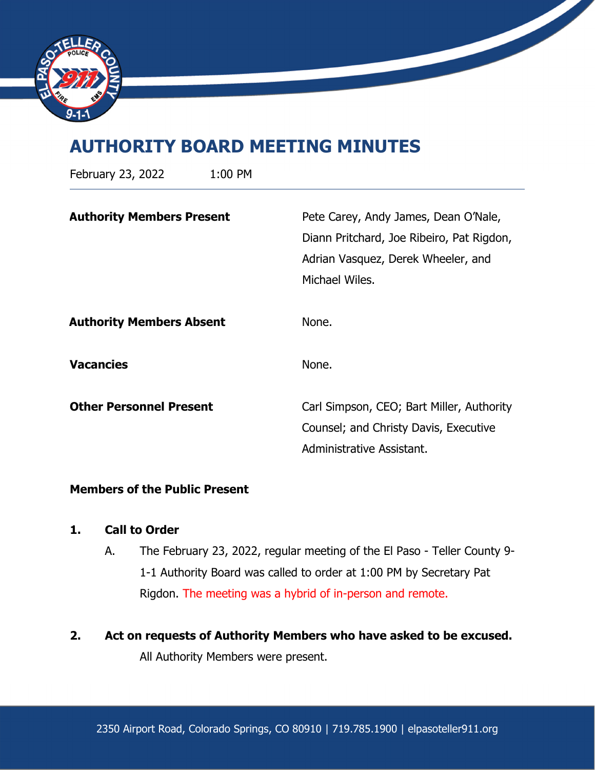# AUTHORITY BOARD MEETING MINUTES

February 23, 2022 1:00 PM

| | |
|---|---|
| **Authority Members Present** | Pete Carey, Andy James, Dean O'Nale, Diann Pritchard, Joe Ribeiro, Pat Rigdon, Adrian Vasquez, Derek Wheeler, and Michael Wiles. |
| **Authority Members Absent** | None. |
| **Vacancies** | None. |
| **Other Personnel Present** | Carl Simpson, CEO; Bart Miller, Authority Counsel; and Christy Davis, Executive Administrative Assistant. |

**Members of the Public Present**

**1. Call to Order**

A. The February 23, 2022, regular meeting of the El Paso - Teller County 9-1-1 Authority Board was called to order at 1:00 PM by Secretary Pat Rigdon. The meeting was a hybrid of in-person and remote.

**2. Act on requests of Authority Members who have asked to be excused.**

All Authority Members were present.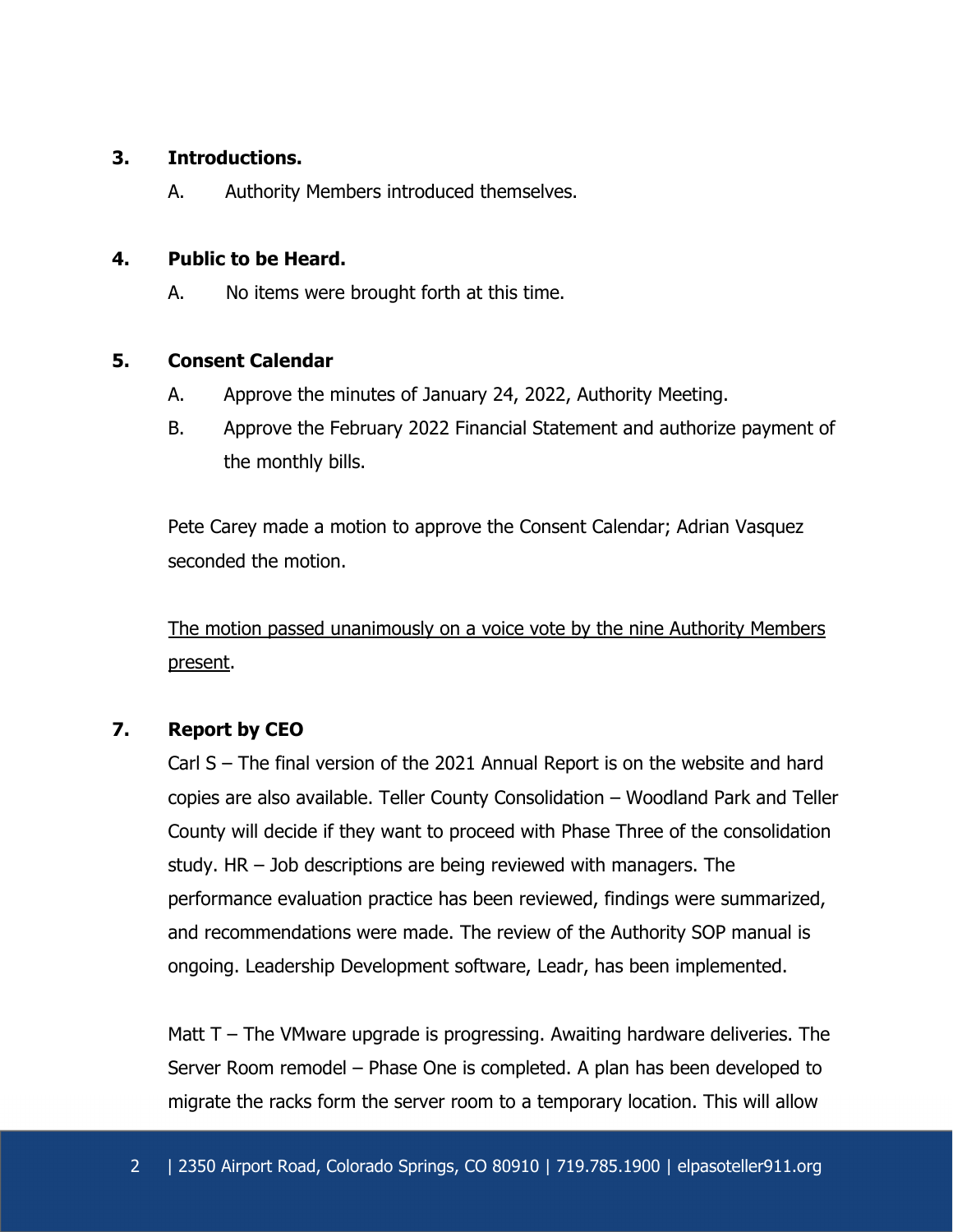## 3. Introductions.

A. Authority Members introduced themselves.

## 4. Public to be Heard.

A. No items were brought forth at this time.

## 5. Consent Calendar

A. Approve the minutes of January 24, 2022, Authority Meeting.

B. Approve the February 2022 Financial Statement and authorize payment of the monthly bills.

Pete Carey made a motion to approve the Consent Calendar; Adrian Vasquez seconded the motion.

<u>The motion passed unanimously on a voice vote by the nine Authority Members present</u>.

## 7. Report by CEO

Carl S – The final version of the 2021 Annual Report is on the website and hard copies are also available. Teller County Consolidation – Woodland Park and Teller County will decide if they want to proceed with Phase Three of the consolidation study. HR – Job descriptions are being reviewed with managers. The performance evaluation practice has been reviewed, findings were summarized, and recommendations were made. The review of the Authority SOP manual is ongoing. Leadership Development software, Leadr, has been implemented.

Matt T – The VMware upgrade is progressing. Awaiting hardware deliveries. The Server Room remodel – Phase One is completed. A plan has been developed to migrate the racks form the server room to a temporary location. This will allow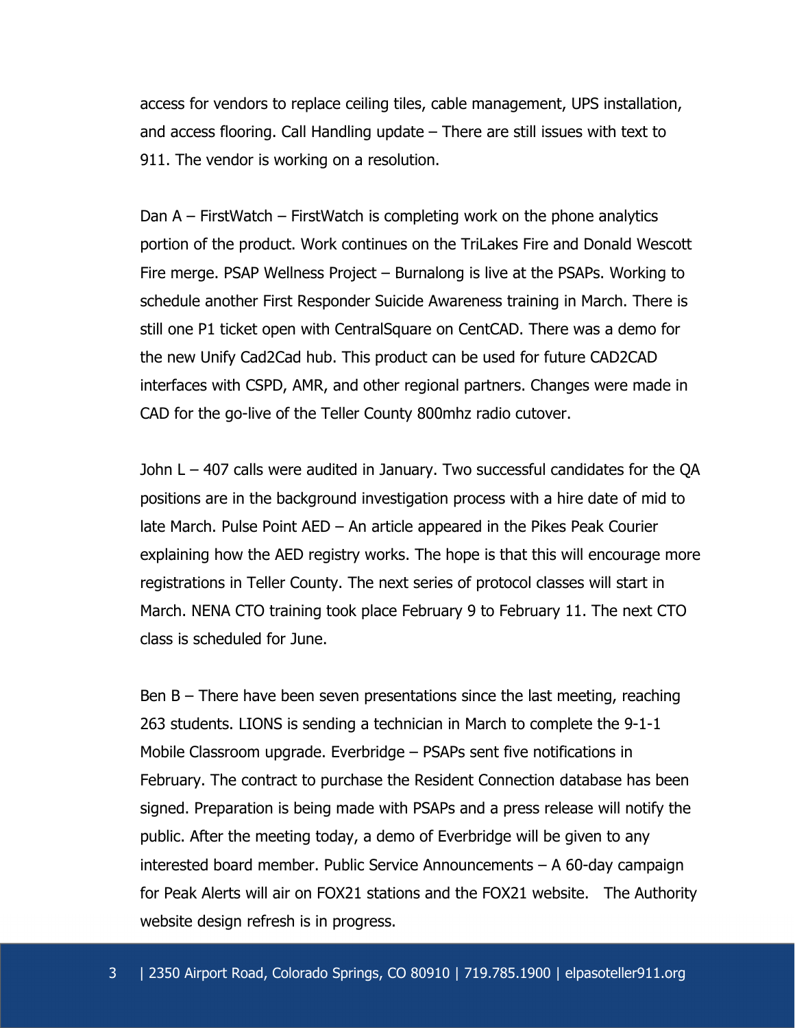access for vendors to replace ceiling tiles, cable management, UPS installation, and access flooring. Call Handling update – There are still issues with text to 911. The vendor is working on a resolution.

Dan A – FirstWatch – FirstWatch is completing work on the phone analytics portion of the product. Work continues on the TriLakes Fire and Donald Wescott Fire merge. PSAP Wellness Project – Burnalong is live at the PSAPs. Working to schedule another First Responder Suicide Awareness training in March. There is still one P1 ticket open with CentralSquare on CentCAD. There was a demo for the new Unify Cad2Cad hub. This product can be used for future CAD2CAD interfaces with CSPD, AMR, and other regional partners. Changes were made in CAD for the go-live of the Teller County 800mhz radio cutover.

John L – 407 calls were audited in January. Two successful candidates for the QA positions are in the background investigation process with a hire date of mid to late March. Pulse Point AED – An article appeared in the Pikes Peak Courier explaining how the AED registry works. The hope is that this will encourage more registrations in Teller County. The next series of protocol classes will start in March. NENA CTO training took place February 9 to February 11. The next CTO class is scheduled for June.

Ben B – There have been seven presentations since the last meeting, reaching 263 students. LIONS is sending a technician in March to complete the 9-1-1 Mobile Classroom upgrade. Everbridge – PSAPs sent five notifications in February. The contract to purchase the Resident Connection database has been signed. Preparation is being made with PSAPs and a press release will notify the public. After the meeting today, a demo of Everbridge will be given to any interested board member. Public Service Announcements – A 60-day campaign for Peak Alerts will air on FOX21 stations and the FOX21 website. The Authority website design refresh is in progress.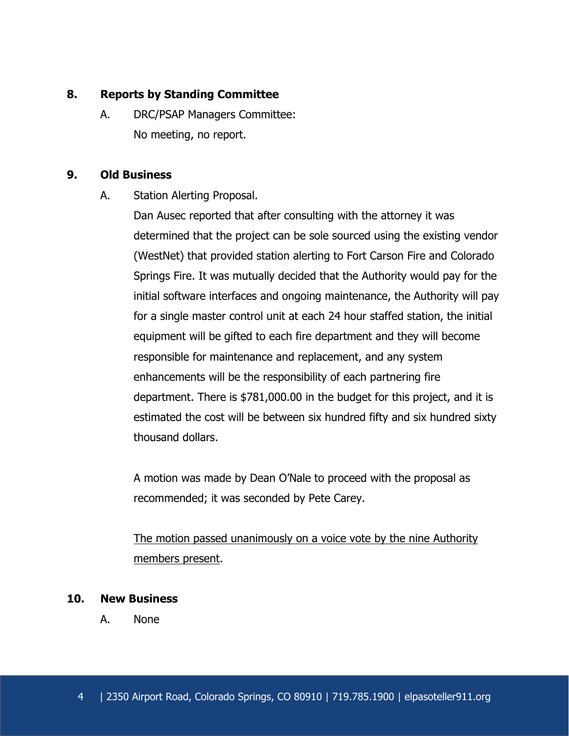## 8. Reports by Standing Committee

A. DRC/PSAP Managers Committee:
No meeting, no report.

## 9. Old Business

A. Station Alerting Proposal.
Dan Ausec reported that after consulting with the attorney it was determined that the project can be sole sourced using the existing vendor (WestNet) that provided station alerting to Fort Carson Fire and Colorado Springs Fire. It was mutually decided that the Authority would pay for the initial software interfaces and ongoing maintenance, the Authority will pay for a single master control unit at each 24 hour staffed station, the initial equipment will be gifted to each fire department and they will become responsible for maintenance and replacement, and any system enhancements will be the responsibility of each partnering fire department. There is $781,000.00 in the budget for this project, and it is estimated the cost will be between six hundred fifty and six hundred sixty thousand dollars.

A motion was made by Dean O'Nale to proceed with the proposal as recommended; it was seconded by Pete Carey.

<u>The motion passed unanimously on a voice vote by the nine Authority members present</u>.

## 10. New Business

A. None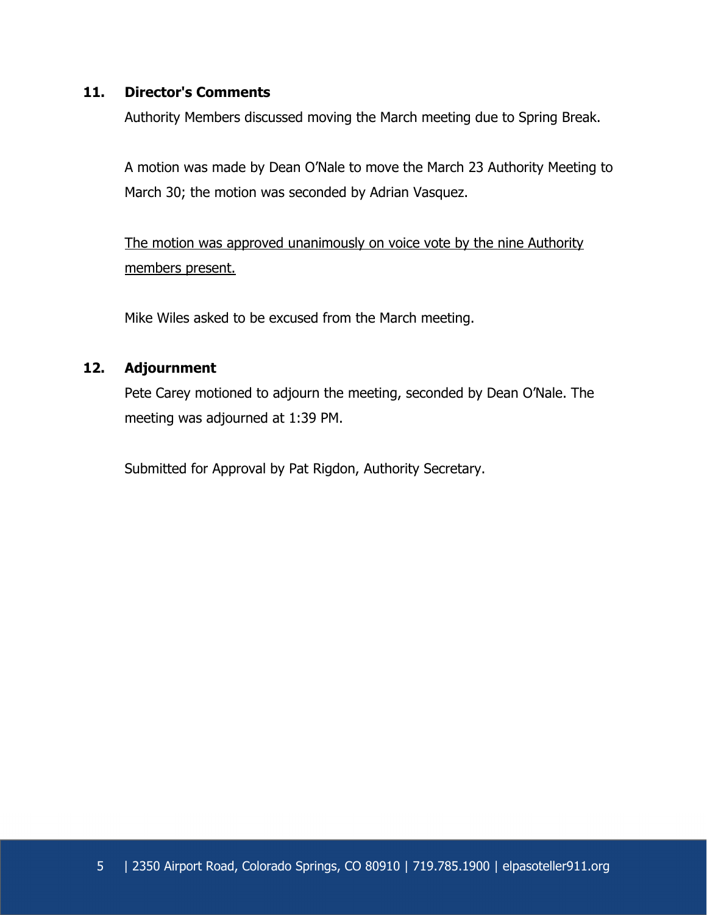**11. Director's Comments**

Authority Members discussed moving the March meeting due to Spring Break.

A motion was made by Dean O'Nale to move the March 23 Authority Meeting to March 30; the motion was seconded by Adrian Vasquez.

<u>The motion was approved unanimously on voice vote by the nine Authority members present.</u>

Mike Wiles asked to be excused from the March meeting.

**12. Adjournment**

Pete Carey motioned to adjourn the meeting, seconded by Dean O'Nale. The meeting was adjourned at 1:39 PM.

Submitted for Approval by Pat Rigdon, Authority Secretary.